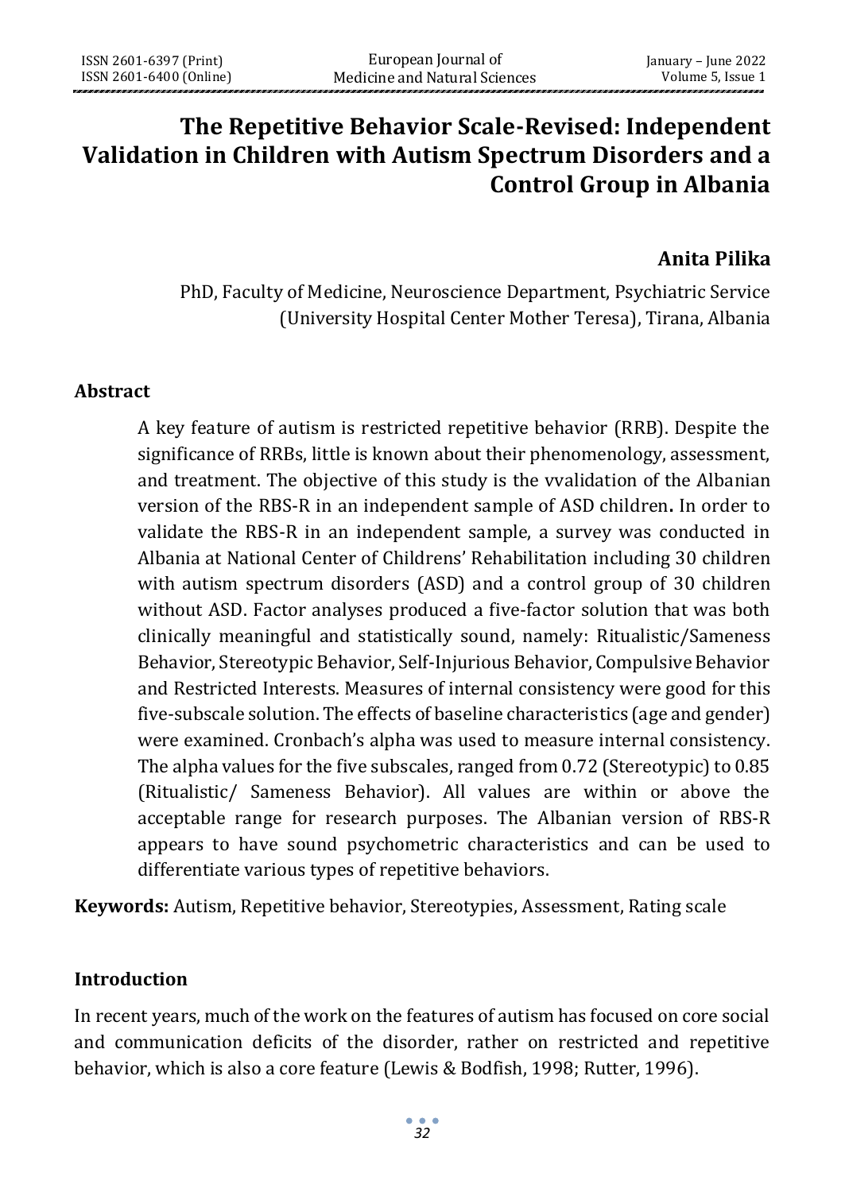# The Repetitive Behavior Scale-Revised: Independent Validation in Children with Autism Spectrum Disorders and a Control Group in Albania

**Anita Pilika**

PhD, Faculty of Medicine, Neuroscience Department, Psychiatric Service (University Hospital Center Mother Teresa), Tirana, Albania

## Abstract

A key feature of autism is restricted repetitive behavior (RRB). Despite the significance of RRBs, little is known about their phenomenology, assessment, and treatment. The objective of this study is the vvalidation of the Albanian version of the RBS-R in an independent sample of ASD children**.** In order to validate the RBS-R in an independent sample, a survey was conducted in Albania at National Center of Childrens' Rehabilitation including 30 children with autism spectrum disorders (ASD) and a control group of 30 children without ASD. Factor analyses produced a five-factor solution that was both clinically meaningful and statistically sound, namely: Ritualistic/Sameness Behavior, Stereotypic Behavior, Self-Injurious Behavior, Compulsive Behavior and Restricted Interests. Measures of internal consistency were good for this five-subscale solution. The effects of baseline characteristics (age and gender) were examined. Cronbach's alpha was used to measure internal consistency. The alpha values for the five subscales, ranged from 0.72 (Stereotypic) to 0.85 (Ritualistic/ Sameness Behavior). All values are within or above the acceptable range for research purposes. The Albanian version of RBS-R appears to have sound psychometric characteristics and can be used to differentiate various types of repetitive behaviors.

**Keywords:** Autism, Repetitive behavior, Stereotypies, Assessment, Rating scale

## Introduction

In recent years, much of the work on the features of autism has focused on core social and communication deficits of the disorder, rather on restricted and repetitive behavior, which is also a core feature (Lewis & Bodfish, 1998; Rutter, 1996).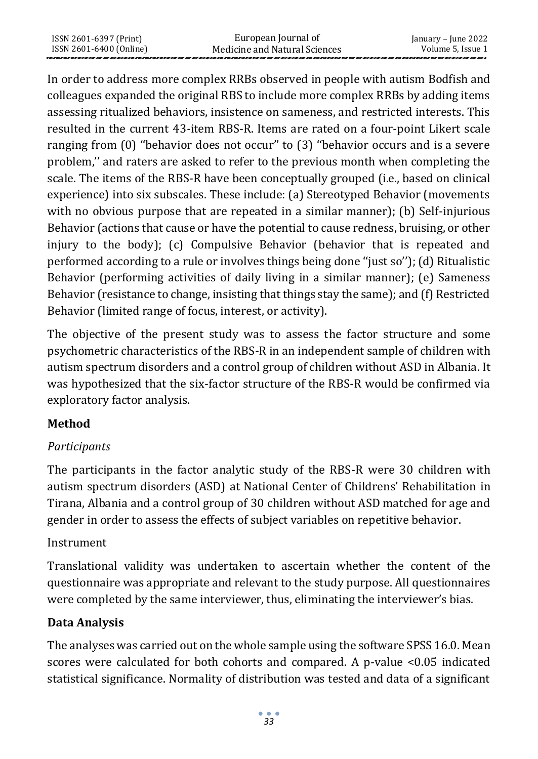In order to address more complex RRBs observed in people with autism Bodfish and colleagues expanded the original RBS to include more complex RRBs by adding items assessing ritualized behaviors, insistence on sameness, and restricted interests. This resulted in the current 43-item RBS-R. Items are rated on a four-point Likert scale ranging from (0) ''behavior does not occur'' to (3) ''behavior occurs and is a severe problem,'' and raters are asked to refer to the previous month when completing the scale. The items of the RBS-R have been conceptually grouped (i.e., based on clinical experience) into six subscales. These include: (a) Stereotyped Behavior (movements with no obvious purpose that are repeated in a similar manner); (b) Self-injurious Behavior (actions that cause or have the potential to cause redness, bruising, or other injury to the body); (c) Compulsive Behavior (behavior that is repeated and performed according to a rule or involves things being done ''just so''); (d) Ritualistic Behavior (performing activities of daily living in a similar manner); (e) Sameness Behavior (resistance to change, insisting that things stay the same); and (f) Restricted Behavior (limited range of focus, interest, or activity).

The objective of the present study was to assess the factor structure and some psychometric characteristics of the RBS-R in an independent sample of children with autism spectrum disorders and a control group of children without ASD in Albania. It was hypothesized that the six-factor structure of the RBS-R would be confirmed via exploratory factor analysis.

## Method

### *Participants*

The participants in the factor analytic study of the RBS-R were 30 children with autism spectrum disorders (ASD) at National Center of Childrens' Rehabilitation in Tirana, Albania and a control group of 30 children without ASD matched for age and gender in order to assess the effects of subject variables on repetitive behavior.

### Instrument

Translational validity was undertaken to ascertain whether the content of the questionnaire was appropriate and relevant to the study purpose. All questionnaires were completed by the same interviewer, thus, eliminating the interviewer's bias.

## Data Analysis

The analyses was carried out on the whole sample using the software SPSS 16.0. Mean scores were calculated for both cohorts and compared. A p-value <0.05 indicated statistical significance. Normality of distribution was tested and data of a significant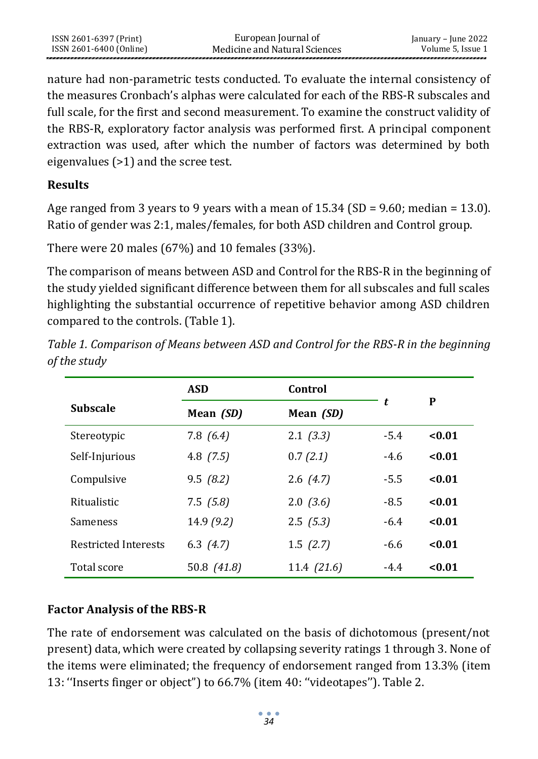nature had non-parametric tests conducted. To evaluate the internal consistency of the measures Cronbach's alphas were calculated for each of the RBS-R subscales and full scale, for the first and second measurement. To examine the construct validity of the RBS-R, exploratory factor analysis was performed first. A principal component extraction was used, after which the number of factors was determined by both eigenvalues (>1) and the scree test.

## Results

Age ranged from 3 years to 9 years with a mean of 15.34 (SD = 9.60; median = 13.0). Ratio of gender was 2:1, males/females, for both ASD children and Control group.

There were 20 males (67%) and 10 females (33%).

The comparison of means between ASD and Control for the RBS-R in the beginning of the study yielded significant difference between them for all subscales and full scales highlighting the substantial occurrence of repetitive behavior among ASD children compared to the controls. (Table 1).

*Table 1. Comparison of Means between ASD and Control for the RBS-R in the beginning of the study*

| Subscale | ASD | Control | *t* | P |
|---|---|---|---|---|
| | Mean *(SD)* | Mean *(SD)* | | |
| Stereotypic | 7.8 *(6.4)* | 2.1 *(3.3)* | -5.4 | **<0.01** |
| Self-Injurious | 4.8 *(7.5)* | 0.7 *(2.1)* | -4.6 | **<0.01** |
| Compulsive | 9.5 *(8.2)* | 2.6 *(4.7)* | -5.5 | **<0.01** |
| Ritualistic | 7.5 *(5.8)* | 2.0 *(3.6)* | -8.5 | **<0.01** |
| Sameness | 14.9 *(9.2)* | 2.5 *(5.3)* | -6.4 | **<0.01** |
| Restricted Interests | 6.3 *(4.7)* | 1.5 *(2.7)* | -6.6 | **<0.01** |
| Total score | 50.8 *(41.8)* | 11.4 *(21.6)* | -4.4 | **<0.01** |

### Factor Analysis of the RBS-R

The rate of endorsement was calculated on the basis of dichotomous (present/not present) data, which were created by collapsing severity ratings 1 through 3. None of the items were eliminated; the frequency of endorsement ranged from 13.3% (item 13: ''Inserts finger or object") to 66.7% (item 40: "videotapes''). Table 2.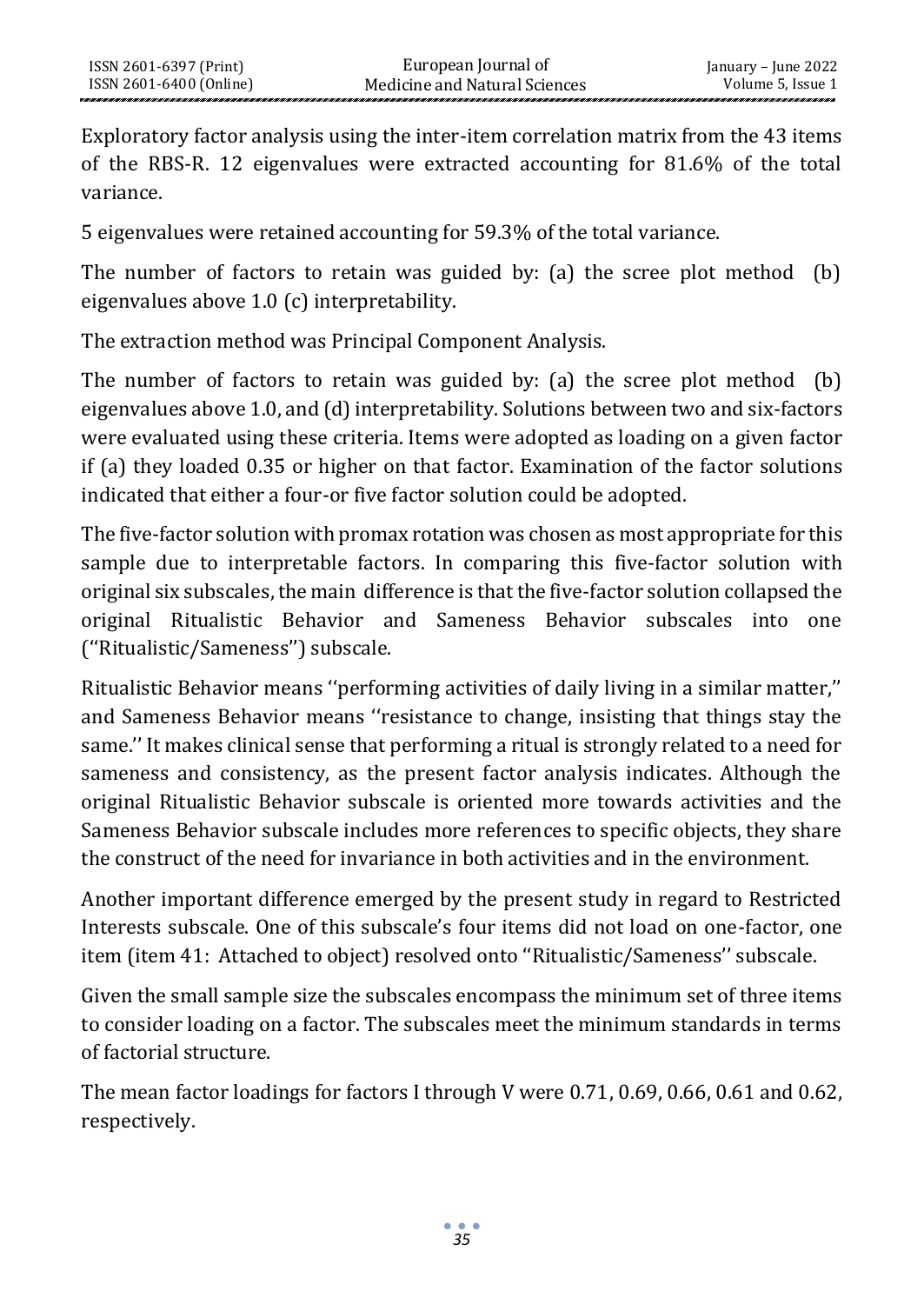Exploratory factor analysis using the inter-item correlation matrix from the 43 items of the RBS-R. 12 eigenvalues were extracted accounting for 81.6% of the total variance.

5 eigenvalues were retained accounting for 59.3% of the total variance.

The number of factors to retain was guided by: (a) the scree plot method (b) eigenvalues above 1.0 (c) interpretability.

The extraction method was Principal Component Analysis.

The number of factors to retain was guided by: (a) the scree plot method (b) eigenvalues above 1.0, and (d) interpretability. Solutions between two and six-factors were evaluated using these criteria. Items were adopted as loading on a given factor if (a) they loaded 0.35 or higher on that factor. Examination of the factor solutions indicated that either a four-or five factor solution could be adopted.

The five-factor solution with promax rotation was chosen as most appropriate for this sample due to interpretable factors. In comparing this five-factor solution with original six subscales, the main difference is that the five-factor solution collapsed the original Ritualistic Behavior and Sameness Behavior subscales into one (''Ritualistic/Sameness'') subscale.

Ritualistic Behavior means ''performing activities of daily living in a similar matter,'' and Sameness Behavior means ''resistance to change, insisting that things stay the same.'' It makes clinical sense that performing a ritual is strongly related to a need for sameness and consistency, as the present factor analysis indicates. Although the original Ritualistic Behavior subscale is oriented more towards activities and the Sameness Behavior subscale includes more references to specific objects, they share the construct of the need for invariance in both activities and in the environment.

Another important difference emerged by the present study in regard to Restricted Interests subscale. One of this subscale's four items did not load on one-factor, one item (item 41: Attached to object) resolved onto ''Ritualistic/Sameness'' subscale.

Given the small sample size the subscales encompass the minimum set of three items to consider loading on a factor. The subscales meet the minimum standards in terms of factorial structure.

The mean factor loadings for factors I through V were 0.71, 0.69, 0.66, 0.61 and 0.62, respectively.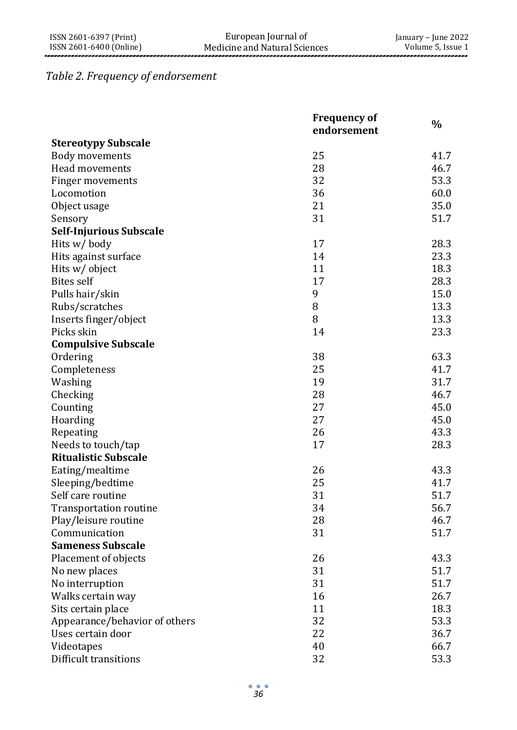*Table 2. Frequency of endorsement*

| | Frequency of endorsement | % |
|---|---|---|
| **Stereotypy Subscale** | | |
| Body movements | 25 | 41.7 |
| Head movements | 28 | 46.7 |
| Finger movements | 32 | 53.3 |
| Locomotion | 36 | 60.0 |
| Object usage | 21 | 35.0 |
| Sensory | 31 | 51.7 |
| **Self-Injurious Subscale** | | |
| Hits w/ body | 17 | 28.3 |
| Hits against surface | 14 | 23.3 |
| Hits w/ object | 11 | 18.3 |
| Bites self | 17 | 28.3 |
| Pulls hair/skin | 9 | 15.0 |
| Rubs/scratches | 8 | 13.3 |
| Inserts finger/object | 8 | 13.3 |
| Picks skin | 14 | 23.3 |
| **Compulsive Subscale** | | |
| Ordering | 38 | 63.3 |
| Completeness | 25 | 41.7 |
| Washing | 19 | 31.7 |
| Checking | 28 | 46.7 |
| Counting | 27 | 45.0 |
| Hoarding | 27 | 45.0 |
| Repeating | 26 | 43.3 |
| Needs to touch/tap | 17 | 28.3 |
| **Ritualistic Subscale** | | |
| Eating/mealtime | 26 | 43.3 |
| Sleeping/bedtime | 25 | 41.7 |
| Self care routine | 31 | 51.7 |
| Transportation routine | 34 | 56.7 |
| Play/leisure routine | 28 | 46.7 |
| Communication | 31 | 51.7 |
| **Sameness Subscale** | | |
| Placement of objects | 26 | 43.3 |
| No new places | 31 | 51.7 |
| No interruption | 31 | 51.7 |
| Walks certain way | 16 | 26.7 |
| Sits certain place | 11 | 18.3 |
| Appearance/behavior of others | 32 | 53.3 |
| Uses certain door | 22 | 36.7 |
| Videotapes | 40 | 66.7 |
| Difficult transitions | 32 | 53.3 |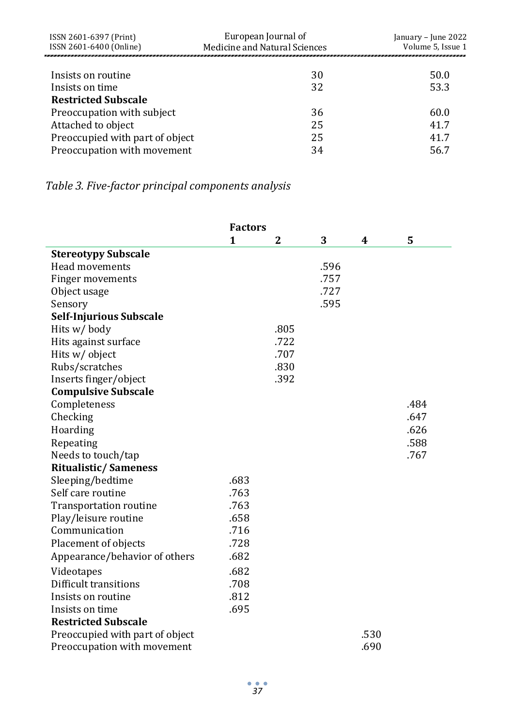| | | |
|---|---|---|
| Insists on routine | 30 | 50.0 |
| Insists on time | 32 | 53.3 |
| **Restricted Subscale** | | |
| Preoccupation with subject | 36 | 60.0 |
| Attached to object | 25 | 41.7 |
| Preoccupied with part of object | 25 | 41.7 |
| Preoccupation with movement | 34 | 56.7 |

*Table 3. Five-factor principal components analysis*

| | Factors | | | | |
|---|---|---|---|---|---|
| | 1 | 2 | 3 | 4 | 5 |
| **Stereotypy Subscale** | | | | | |
| Head movements | | | .596 | | |
| Finger movements | | | .757 | | |
| Object usage | | | .727 | | |
| Sensory | | | .595 | | |
| **Self-Injurious Subscale** | | | | | |
| Hits w/ body | | .805 | | | |
| Hits against surface | | .722 | | | |
| Hits w/ object | | .707 | | | |
| Rubs/scratches | | .830 | | | |
| Inserts finger/object | | .392 | | | |
| **Compulsive Subscale** | | | | | |
| Completeness | | | | | .484 |
| Checking | | | | | .647 |
| Hoarding | | | | | .626 |
| Repeating | | | | | .588 |
| Needs to touch/tap | | | | | .767 |
| **Ritualistic/ Sameness** | | | | | |
| Sleeping/bedtime | .683 | | | | |
| Self care routine | .763 | | | | |
| Transportation routine | .763 | | | | |
| Play/leisure routine | .658 | | | | |
| Communication | .716 | | | | |
| Placement of objects | .728 | | | | |
| Appearance/behavior of others | .682 | | | | |
| Videotapes | .682 | | | | |
| Difficult transitions | .708 | | | | |
| Insists on routine | .812 | | | | |
| Insists on time | .695 | | | | |
| **Restricted Subscale** | | | | | |
| Preoccupied with part of object | | | | .530 | |
| Preoccupation with movement | | | | .690 | |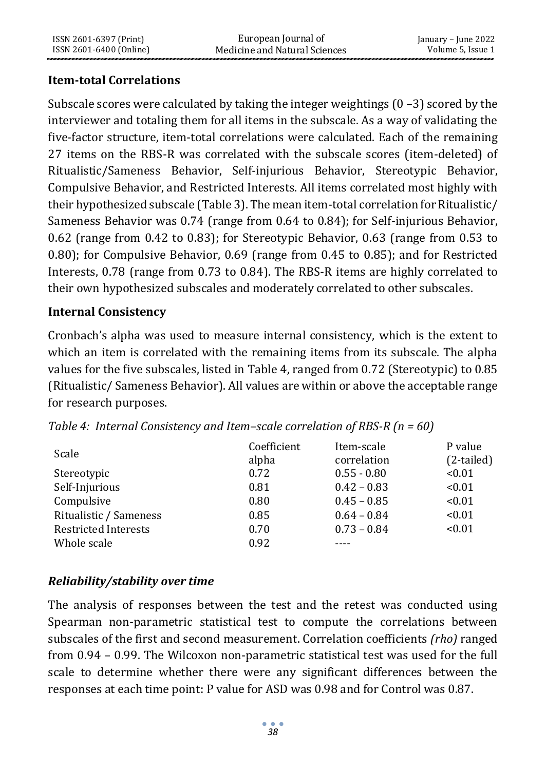### Item-total Correlations

Subscale scores were calculated by taking the integer weightings (0 –3) scored by the interviewer and totaling them for all items in the subscale. As a way of validating the five-factor structure, item-total correlations were calculated. Each of the remaining 27 items on the RBS-R was correlated with the subscale scores (item-deleted) of Ritualistic/Sameness Behavior, Self-injurious Behavior, Stereotypic Behavior, Compulsive Behavior, and Restricted Interests. All items correlated most highly with their hypothesized subscale (Table 3). The mean item-total correlation for Ritualistic/ Sameness Behavior was 0.74 (range from 0.64 to 0.84); for Self-injurious Behavior, 0.62 (range from 0.42 to 0.83); for Stereotypic Behavior, 0.63 (range from 0.53 to 0.80); for Compulsive Behavior, 0.69 (range from 0.45 to 0.85); and for Restricted Interests, 0.78 (range from 0.73 to 0.84). The RBS-R items are highly correlated to their own hypothesized subscales and moderately correlated to other subscales.

### Internal Consistency

Cronbach's alpha was used to measure internal consistency, which is the extent to which an item is correlated with the remaining items from its subscale. The alpha values for the five subscales, listed in Table 4, ranged from 0.72 (Stereotypic) to 0.85 (Ritualistic/ Sameness Behavior). All values are within or above the acceptable range for research purposes.

*Table 4: Internal Consistency and Item–scale correlation of RBS-R (n = 60)*

| Scale | Coefficient alpha | Item-scale correlation | P value (2-tailed) |
|---|---|---|---|
| Stereotypic | 0.72 | 0.55 - 0.80 | <0.01 |
| Self-Injurious | 0.81 | 0.42 – 0.83 | <0.01 |
| Compulsive | 0.80 | 0.45 – 0.85 | <0.01 |
| Ritualistic / Sameness | 0.85 | 0.64 – 0.84 | <0.01 |
| Restricted Interests | 0.70 | 0.73 – 0.84 | <0.01 |
| Whole scale | 0.92 | ---- | |

### *Reliability/stability over time*

The analysis of responses between the test and the retest was conducted using Spearman non-parametric statistical test to compute the correlations between subscales of the first and second measurement. Correlation coefficients *(rho)* ranged from 0.94 – 0.99. The Wilcoxon non-parametric statistical test was used for the full scale to determine whether there were any significant differences between the responses at each time point: P value for ASD was 0.98 and for Control was 0.87.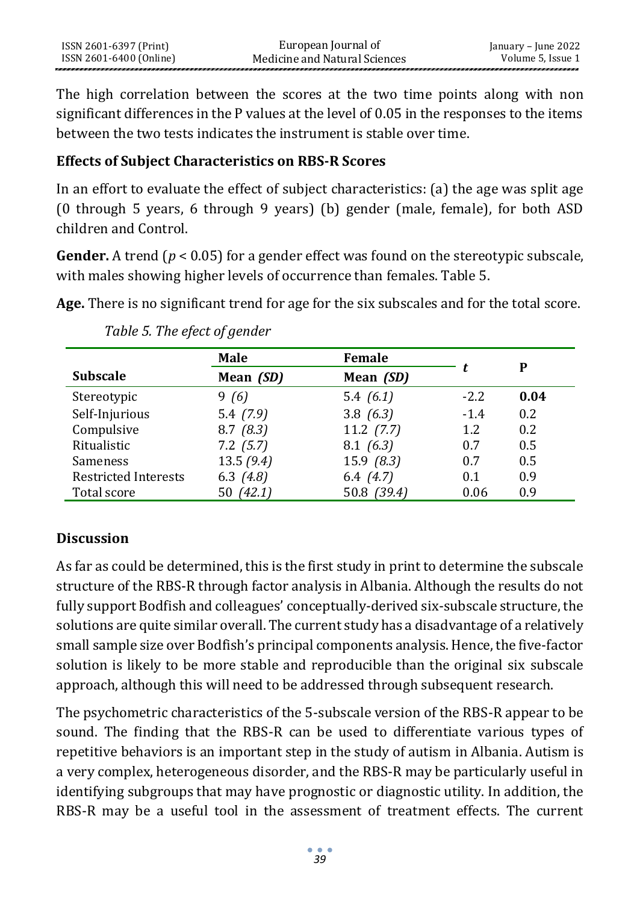The high correlation between the scores at the two time points along with non significant differences in the P values at the level of 0.05 in the responses to the items between the two tests indicates the instrument is stable over time.

### Effects of Subject Characteristics on RBS-R Scores

In an effort to evaluate the effect of subject characteristics: (a) the age was split age (0 through 5 years, 6 through 9 years) (b) gender (male, female), for both ASD children and Control.

**Gender.** A trend ($p < 0.05$) for a gender effect was found on the stereotypic subscale, with males showing higher levels of occurrence than females. Table 5.

**Age.** There is no significant trend for age for the six subscales and for the total score.

*Table 5. The efect of gender*

| Subscale | Male Mean *(SD)* | Female Mean *(SD)* | *t* | P |
|---|---|---|---|---|
| Stereotypic | 9 *(6)* | 5.4 *(6.1)* | -2.2 | **0.04** |
| Self-Injurious | 5.4 *(7.9)* | 3.8 *(6.3)* | -1.4 | 0.2 |
| Compulsive | 8.7 *(8.3)* | 11.2 *(7.7)* | 1.2 | 0.2 |
| Ritualistic | 7.2 *(5.7)* | 8.1 *(6.3)* | 0.7 | 0.5 |
| Sameness | 13.5 *(9.4)* | 15.9 *(8.3)* | 0.7 | 0.5 |
| Restricted Interests | 6.3 *(4.8)* | 6.4 *(4.7)* | 0.1 | 0.9 |
| Total score | 50 *(42.1)* | 50.8 *(39.4)* | 0.06 | 0.9 |

## Discussion

As far as could be determined, this is the first study in print to determine the subscale structure of the RBS-R through factor analysis in Albania. Although the results do not fully support Bodfish and colleagues' conceptually-derived six-subscale structure, the solutions are quite similar overall. The current study has a disadvantage of a relatively small sample size over Bodfish's principal components analysis. Hence, the five-factor solution is likely to be more stable and reproducible than the original six subscale approach, although this will need to be addressed through subsequent research.

The psychometric characteristics of the 5-subscale version of the RBS-R appear to be sound. The finding that the RBS-R can be used to differentiate various types of repetitive behaviors is an important step in the study of autism in Albania. Autism is a very complex, heterogeneous disorder, and the RBS-R may be particularly useful in identifying subgroups that may have prognostic or diagnostic utility. In addition, the RBS-R may be a useful tool in the assessment of treatment effects. The current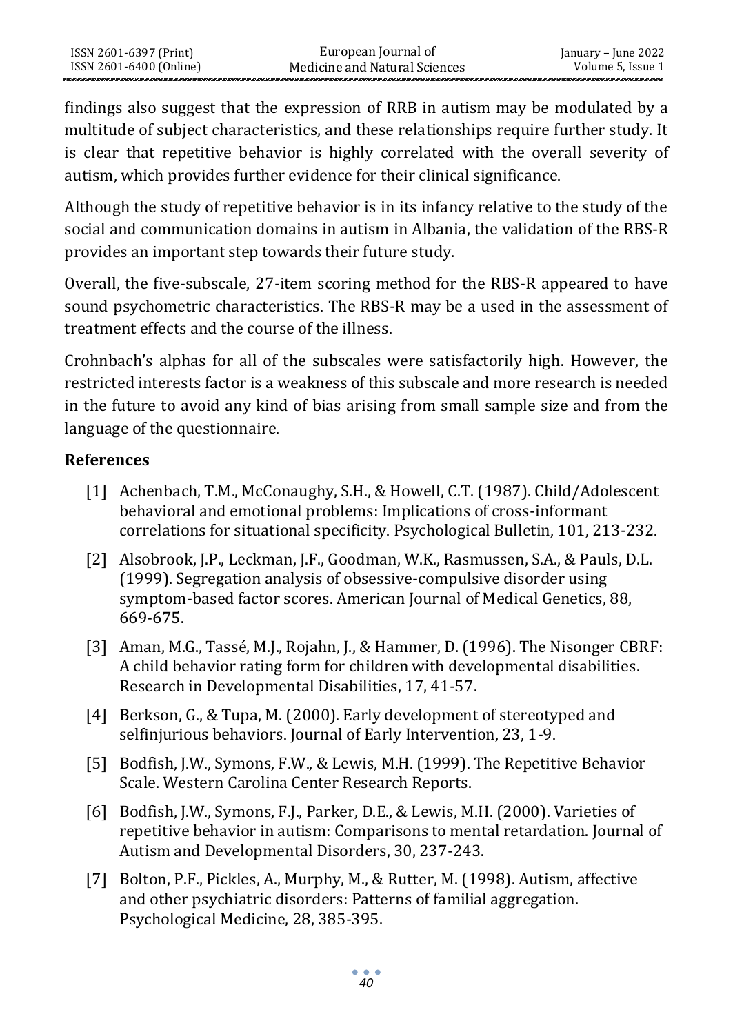findings also suggest that the expression of RRB in autism may be modulated by a multitude of subject characteristics, and these relationships require further study. It is clear that repetitive behavior is highly correlated with the overall severity of autism, which provides further evidence for their clinical significance.

Although the study of repetitive behavior is in its infancy relative to the study of the social and communication domains in autism in Albania, the validation of the RBS-R provides an important step towards their future study.

Overall, the five-subscale, 27-item scoring method for the RBS-R appeared to have sound psychometric characteristics. The RBS-R may be a used in the assessment of treatment effects and the course of the illness.

Crohnbach's alphas for all of the subscales were satisfactorily high. However, the restricted interests factor is a weakness of this subscale and more research is needed in the future to avoid any kind of bias arising from small sample size and from the language of the questionnaire.

## References

[1] Achenbach, T.M., McConaughy, S.H., & Howell, C.T. (1987). Child/Adolescent behavioral and emotional problems: Implications of cross-informant correlations for situational specificity. Psychological Bulletin, 101, 213-232.

[2] Alsobrook, J.P., Leckman, J.F., Goodman, W.K., Rasmussen, S.A., & Pauls, D.L. (1999). Segregation analysis of obsessive-compulsive disorder using symptom-based factor scores. American Journal of Medical Genetics, 88, 669-675.

[3] Aman, M.G., Tassé, M.J., Rojahn, J., & Hammer, D. (1996). The Nisonger CBRF: A child behavior rating form for children with developmental disabilities. Research in Developmental Disabilities, 17, 41-57.

[4] Berkson, G., & Tupa, M. (2000). Early development of stereotyped and selfinjurious behaviors. Journal of Early Intervention, 23, 1-9.

[5] Bodfish, J.W., Symons, F.W., & Lewis, M.H. (1999). The Repetitive Behavior Scale. Western Carolina Center Research Reports.

[6] Bodfish, J.W., Symons, F.J., Parker, D.E., & Lewis, M.H. (2000). Varieties of repetitive behavior in autism: Comparisons to mental retardation. Journal of Autism and Developmental Disorders, 30, 237-243.

[7] Bolton, P.F., Pickles, A., Murphy, M., & Rutter, M. (1998). Autism, affective and other psychiatric disorders: Patterns of familial aggregation. Psychological Medicine, 28, 385-395.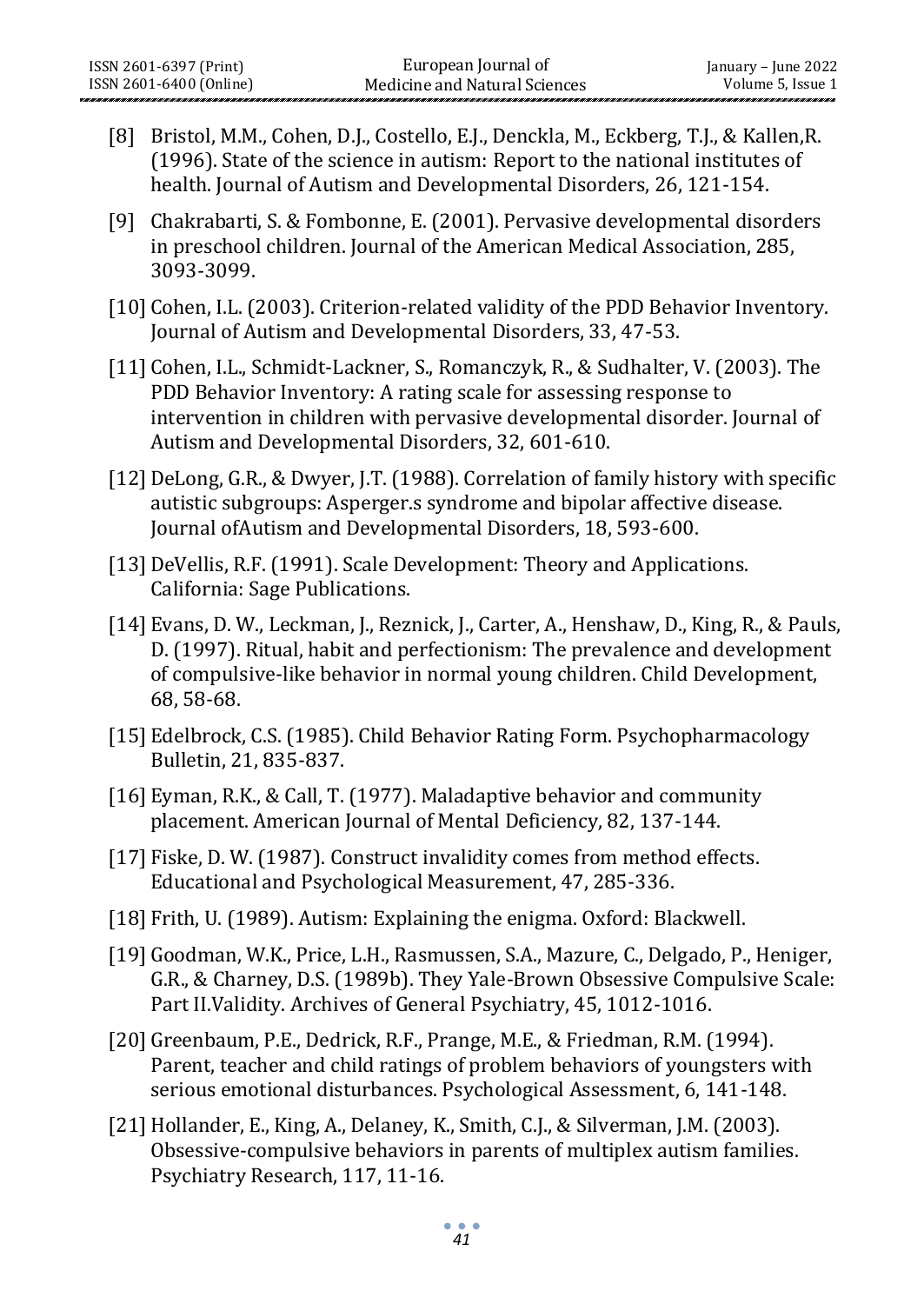[8] Bristol, M.M., Cohen, D.J., Costello, E.J., Denckla, M., Eckberg, T.J., & Kallen,R. (1996). State of the science in autism: Report to the national institutes of health. Journal of Autism and Developmental Disorders, 26, 121-154.

[9] Chakrabarti, S. & Fombonne, E. (2001). Pervasive developmental disorders in preschool children. Journal of the American Medical Association, 285, 3093-3099.

[10] Cohen, I.L. (2003). Criterion-related validity of the PDD Behavior Inventory. Journal of Autism and Developmental Disorders, 33, 47-53.

[11] Cohen, I.L., Schmidt-Lackner, S., Romanczyk, R., & Sudhalter, V. (2003). The PDD Behavior Inventory: A rating scale for assessing response to intervention in children with pervasive developmental disorder. Journal of Autism and Developmental Disorders, 32, 601-610.

[12] DeLong, G.R., & Dwyer, J.T. (1988). Correlation of family history with specific autistic subgroups: Asperger.s syndrome and bipolar affective disease. Journal ofAutism and Developmental Disorders, 18, 593-600.

[13] DeVellis, R.F. (1991). Scale Development: Theory and Applications. California: Sage Publications.

[14] Evans, D. W., Leckman, J., Reznick, J., Carter, A., Henshaw, D., King, R., & Pauls, D. (1997). Ritual, habit and perfectionism: The prevalence and development of compulsive-like behavior in normal young children. Child Development, 68, 58-68.

[15] Edelbrock, C.S. (1985). Child Behavior Rating Form. Psychopharmacology Bulletin, 21, 835-837.

[16] Eyman, R.K., & Call, T. (1977). Maladaptive behavior and community placement. American Journal of Mental Deficiency, 82, 137-144.

[17] Fiske, D. W. (1987). Construct invalidity comes from method effects. Educational and Psychological Measurement, 47, 285-336.

[18] Frith, U. (1989). Autism: Explaining the enigma. Oxford: Blackwell.

[19] Goodman, W.K., Price, L.H., Rasmussen, S.A., Mazure, C., Delgado, P., Heniger, G.R., & Charney, D.S. (1989b). They Yale-Brown Obsessive Compulsive Scale: Part II.Validity. Archives of General Psychiatry, 45, 1012-1016.

[20] Greenbaum, P.E., Dedrick, R.F., Prange, M.E., & Friedman, R.M. (1994). Parent, teacher and child ratings of problem behaviors of youngsters with serious emotional disturbances. Psychological Assessment, 6, 141-148.

[21] Hollander, E., King, A., Delaney, K., Smith, C.J., & Silverman, J.M. (2003). Obsessive-compulsive behaviors in parents of multiplex autism families. Psychiatry Research, 117, 11-16.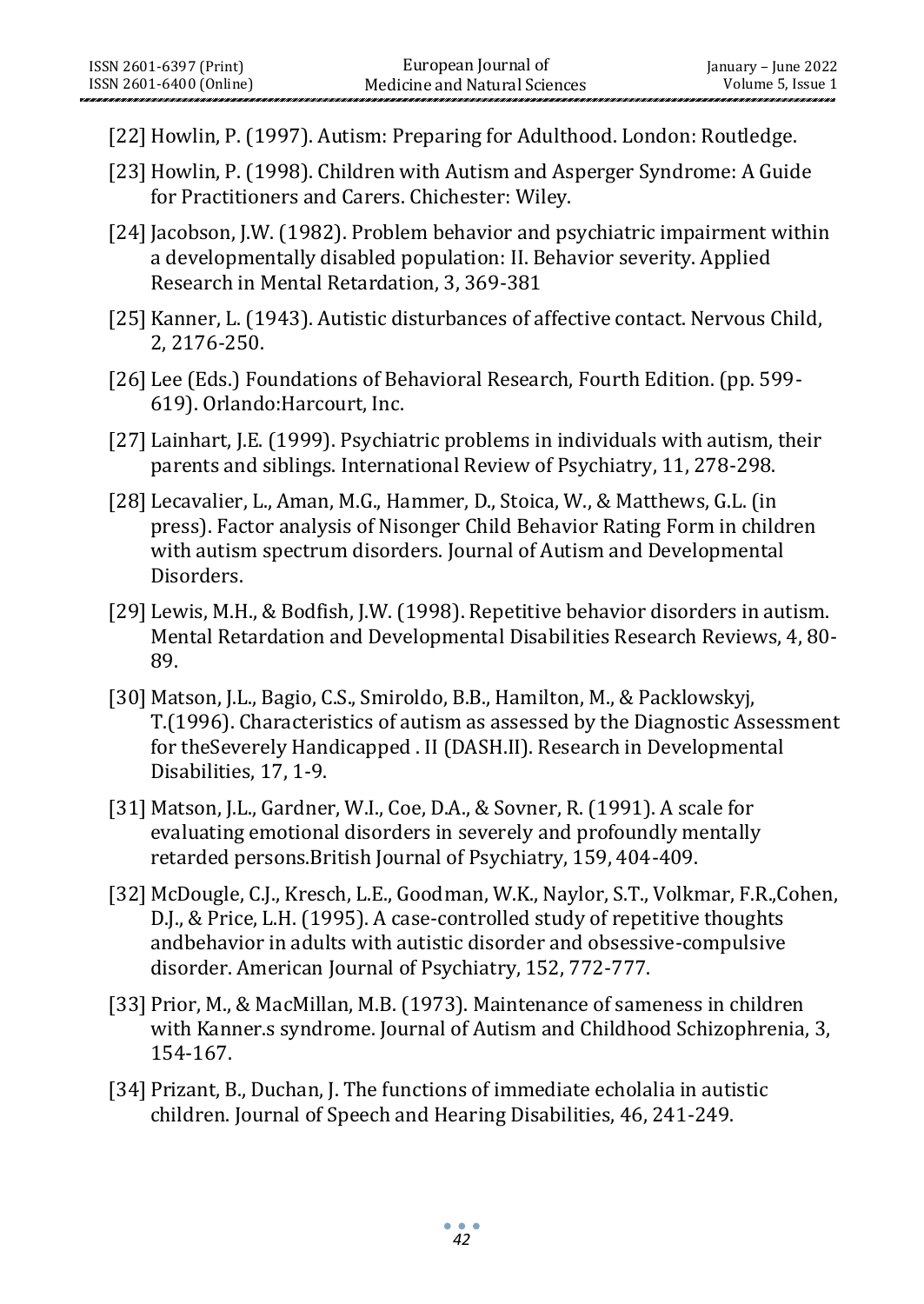[22] Howlin, P. (1997). Autism: Preparing for Adulthood. London: Routledge.

[23] Howlin, P. (1998). Children with Autism and Asperger Syndrome: A Guide for Practitioners and Carers. Chichester: Wiley.

[24] Jacobson, J.W. (1982). Problem behavior and psychiatric impairment within a developmentally disabled population: II. Behavior severity. Applied Research in Mental Retardation, 3, 369-381

[25] Kanner, L. (1943). Autistic disturbances of affective contact. Nervous Child, 2, 2176-250.

[26] Lee (Eds.) Foundations of Behavioral Research, Fourth Edition. (pp. 599-619). Orlando:Harcourt, Inc.

[27] Lainhart, J.E. (1999). Psychiatric problems in individuals with autism, their parents and siblings. International Review of Psychiatry, 11, 278-298.

[28] Lecavalier, L., Aman, M.G., Hammer, D., Stoica, W., & Matthews, G.L. (in press). Factor analysis of Nisonger Child Behavior Rating Form in children with autism spectrum disorders. Journal of Autism and Developmental Disorders.

[29] Lewis, M.H., & Bodfish, J.W. (1998). Repetitive behavior disorders in autism. Mental Retardation and Developmental Disabilities Research Reviews, 4, 80-89.

[30] Matson, J.L., Bagio, C.S., Smiroldo, B.B., Hamilton, M., & Packlowskyj, T.(1996). Characteristics of autism as assessed by the Diagnostic Assessment for theSeverely Handicapped . II (DASH.II). Research in Developmental Disabilities, 17, 1-9.

[31] Matson, J.L., Gardner, W.I., Coe, D.A., & Sovner, R. (1991). A scale for evaluating emotional disorders in severely and profoundly mentally retarded persons.British Journal of Psychiatry, 159, 404-409.

[32] McDougle, C.J., Kresch, L.E., Goodman, W.K., Naylor, S.T., Volkmar, F.R.,Cohen, D.J., & Price, L.H. (1995). A case-controlled study of repetitive thoughts andbehavior in adults with autistic disorder and obsessive-compulsive disorder. American Journal of Psychiatry, 152, 772-777.

[33] Prior, M., & MacMillan, M.B. (1973). Maintenance of sameness in children with Kanner.s syndrome. Journal of Autism and Childhood Schizophrenia, 3, 154-167.

[34] Prizant, B., Duchan, J. The functions of immediate echolalia in autistic children. Journal of Speech and Hearing Disabilities, 46, 241-249.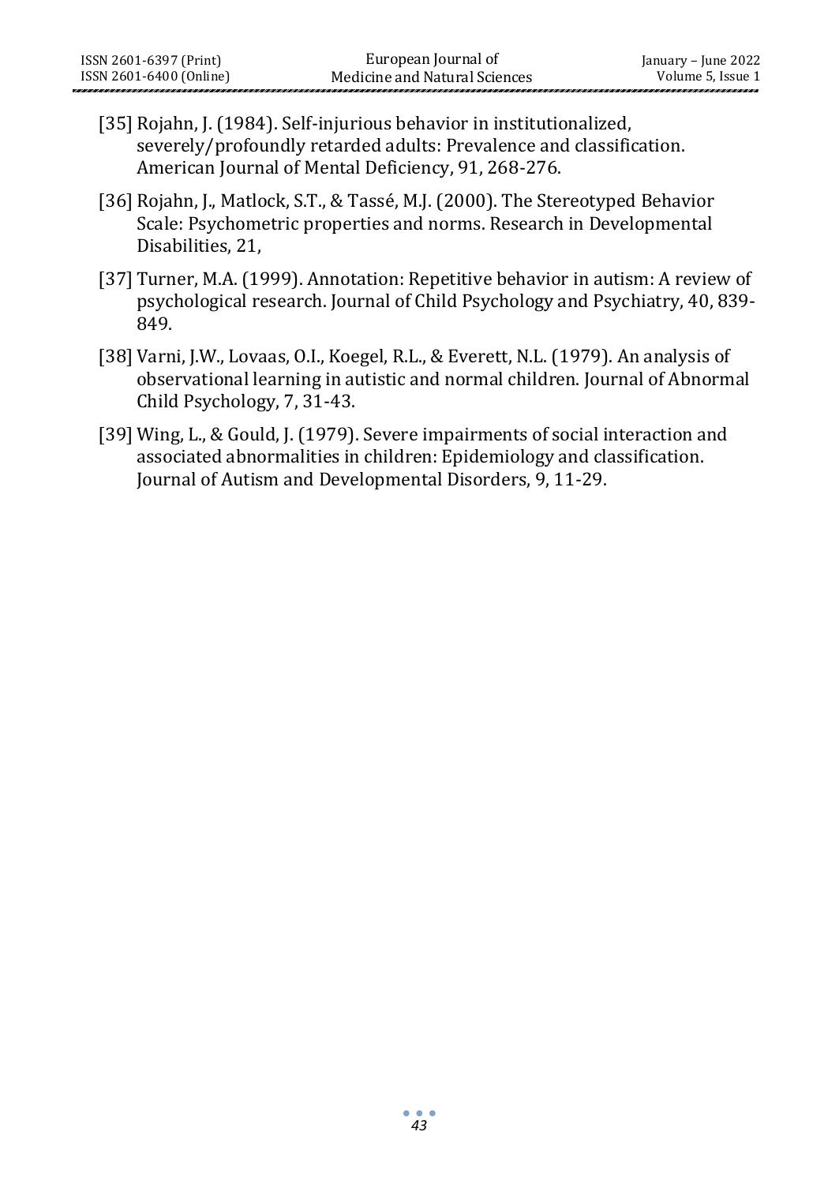[35] Rojahn, J. (1984). Self-injurious behavior in institutionalized, severely/profoundly retarded adults: Prevalence and classification. American Journal of Mental Deficiency, 91, 268-276.

[36] Rojahn, J., Matlock, S.T., & Tassé, M.J. (2000). The Stereotyped Behavior Scale: Psychometric properties and norms. Research in Developmental Disabilities, 21,

[37] Turner, M.A. (1999). Annotation: Repetitive behavior in autism: A review of psychological research. Journal of Child Psychology and Psychiatry, 40, 839-849.

[38] Varni, J.W., Lovaas, O.I., Koegel, R.L., & Everett, N.L. (1979). An analysis of observational learning in autistic and normal children. Journal of Abnormal Child Psychology, 7, 31-43.

[39] Wing, L., & Gould, J. (1979). Severe impairments of social interaction and associated abnormalities in children: Epidemiology and classification. Journal of Autism and Developmental Disorders, 9, 11-29.